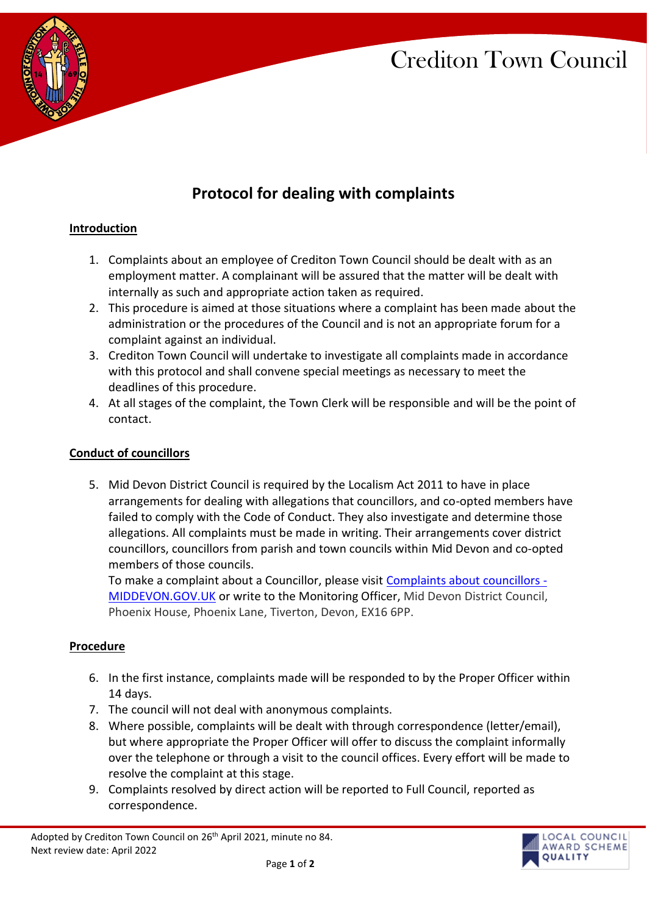Crediton Town Council

# Protocol for dealing with complaints

## Introduction

1. Complaints about an employee of Crediton Town Council should be dealt with as an employment matter. A complainant will be assured that the matter will be dealt with internally as such and appropriate action taken as required.
2. This procedure is aimed at those situations where a complaint has been made about the administration or the procedures of the Council and is not an appropriate forum for a complaint against an individual.
3. Crediton Town Council will undertake to investigate all complaints made in accordance with this protocol and shall convene special meetings as necessary to meet the deadlines of this procedure.
4. At all stages of the complaint, the Town Clerk will be responsible and will be the point of contact.

## Conduct of councillors

5. Mid Devon District Council is required by the Localism Act 2011 to have in place arrangements for dealing with allegations that councillors, and co-opted members have failed to comply with the Code of Conduct. They also investigate and determine those allegations. All complaints must be made in writing. Their arrangements cover district councillors, councillors from parish and town councils within Mid Devon and co-opted members of those councils.
   To make a complaint about a Councillor, please visit Complaints about councillors - MIDDEVON.GOV.UK or write to the Monitoring Officer, Mid Devon District Council, Phoenix House, Phoenix Lane, Tiverton, Devon, EX16 6PP.

## Procedure

6. In the first instance, complaints made will be responded to by the Proper Officer within 14 days.
7. The council will not deal with anonymous complaints.
8. Where possible, complaints will be dealt with through correspondence (letter/email), but where appropriate the Proper Officer will offer to discuss the complaint informally over the telephone or through a visit to the council offices. Every effort will be made to resolve the complaint at this stage.
9. Complaints resolved by direct action will be reported to Full Council, reported as correspondence.

Adopted by Crediton Town Council on 26th April 2021, minute no 84.
Next review date: April 2022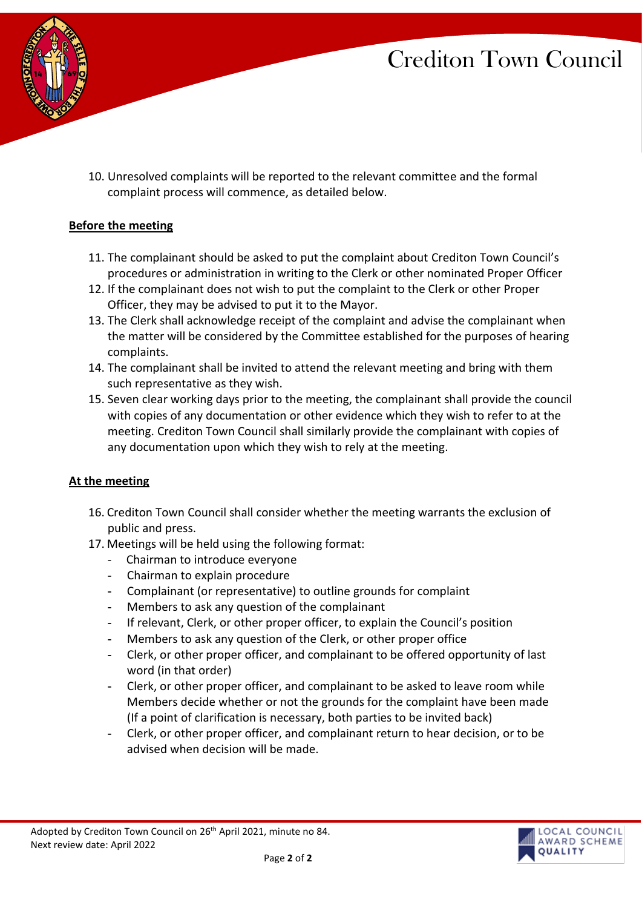10. Unresolved complaints will be reported to the relevant committee and the formal complaint process will commence, as detailed below.

**<u>Before the meeting</u>**

11. The complainant should be asked to put the complaint about Crediton Town Council's procedures or administration in writing to the Clerk or other nominated Proper Officer
12. If the complainant does not wish to put the complaint to the Clerk or other Proper Officer, they may be advised to put it to the Mayor.
13. The Clerk shall acknowledge receipt of the complaint and advise the complainant when the matter will be considered by the Committee established for the purposes of hearing complaints.
14. The complainant shall be invited to attend the relevant meeting and bring with them such representative as they wish.
15. Seven clear working days prior to the meeting, the complainant shall provide the council with copies of any documentation or other evidence which they wish to refer to at the meeting. Crediton Town Council shall similarly provide the complainant with copies of any documentation upon which they wish to rely at the meeting.

**<u>At the meeting</u>**

16. Crediton Town Council shall consider whether the meeting warrants the exclusion of public and press.
17. Meetings will be held using the following format:
    - Chairman to introduce everyone
    - Chairman to explain procedure
    - Complainant (or representative) to outline grounds for complaint
    - Members to ask any question of the complainant
    - If relevant, Clerk, or other proper officer, to explain the Council's position
    - Members to ask any question of the Clerk, or other proper office
    - Clerk, or other proper officer, and complainant to be offered opportunity of last word (in that order)
    - Clerk, or other proper officer, and complainant to be asked to leave room while Members decide whether or not the grounds for the complaint have been made (If a point of clarification is necessary, both parties to be invited back)
    - Clerk, or other proper officer, and complainant return to hear decision, or to be advised when decision will be made.

Adopted by Crediton Town Council on 26th April 2021, minute no 84.
Next review date: April 2022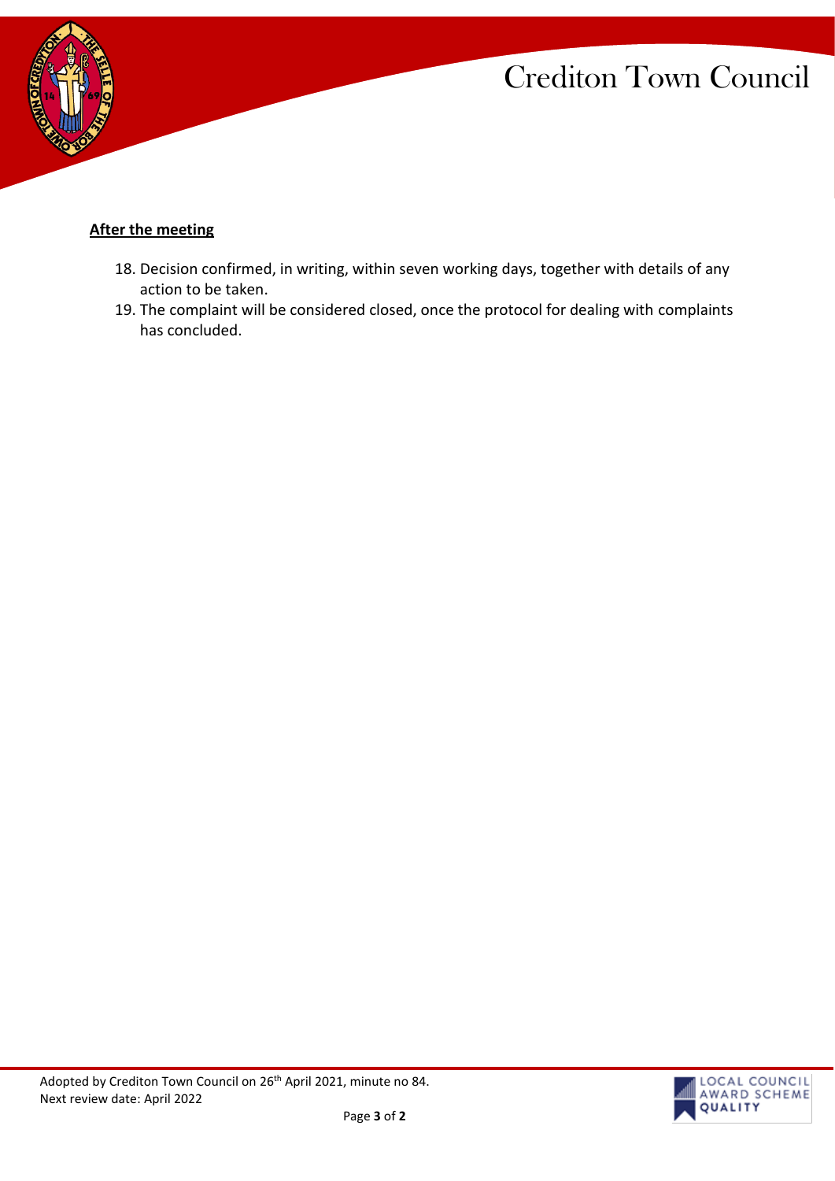**After the meeting**

18. Decision confirmed, in writing, within seven working days, together with details of any action to be taken.
19. The complaint will be considered closed, once the protocol for dealing with complaints has concluded.